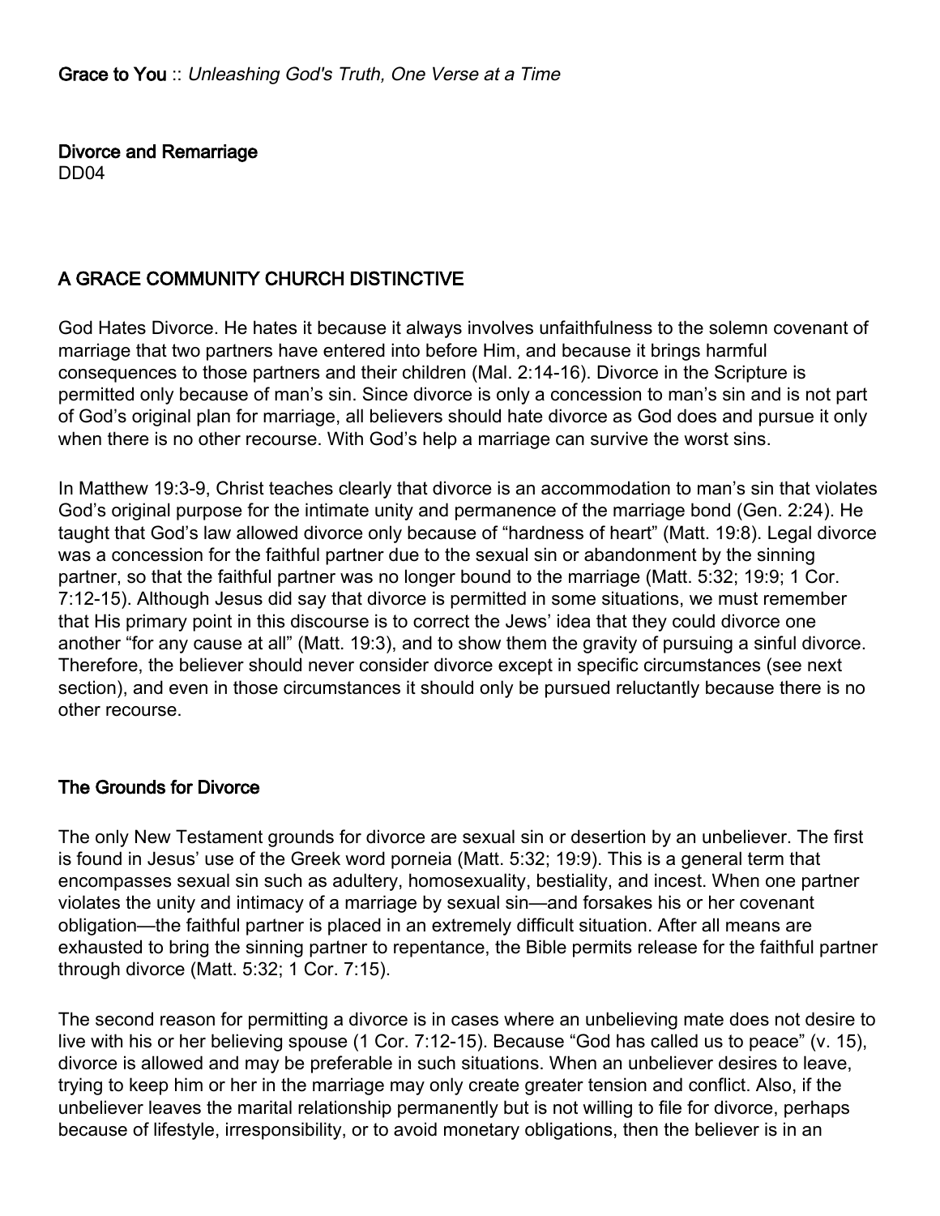**Grace to You** :: *Unleashing God's Truth, One Verse at a Time*

# Divorce and Remarriage

DD04

## A GRACE COMMUNITY CHURCH DISTINCTIVE

God Hates Divorce. He hates it because it always involves unfaithfulness to the solemn covenant of marriage that two partners have entered into before Him, and because it brings harmful consequences to those partners and their children (Mal. 2:14-16). Divorce in the Scripture is permitted only because of man's sin. Since divorce is only a concession to man's sin and is not part of God's original plan for marriage, all believers should hate divorce as God does and pursue it only when there is no other recourse. With God's help a marriage can survive the worst sins.

In Matthew 19:3-9, Christ teaches clearly that divorce is an accommodation to man's sin that violates God's original purpose for the intimate unity and permanence of the marriage bond (Gen. 2:24). He taught that God's law allowed divorce only because of "hardness of heart" (Matt. 19:8). Legal divorce was a concession for the faithful partner due to the sexual sin or abandonment by the sinning partner, so that the faithful partner was no longer bound to the marriage (Matt. 5:32; 19:9; 1 Cor. 7:12-15). Although Jesus did say that divorce is permitted in some situations, we must remember that His primary point in this discourse is to correct the Jews' idea that they could divorce one another "for any cause at all" (Matt. 19:3), and to show them the gravity of pursuing a sinful divorce. Therefore, the believer should never consider divorce except in specific circumstances (see next section), and even in those circumstances it should only be pursued reluctantly because there is no other recourse.

### The Grounds for Divorce

The only New Testament grounds for divorce are sexual sin or desertion by an unbeliever. The first is found in Jesus' use of the Greek word porneia (Matt. 5:32; 19:9). This is a general term that encompasses sexual sin such as adultery, homosexuality, bestiality, and incest. When one partner violates the unity and intimacy of a marriage by sexual sin—and forsakes his or her covenant obligation—the faithful partner is placed in an extremely difficult situation. After all means are exhausted to bring the sinning partner to repentance, the Bible permits release for the faithful partner through divorce (Matt. 5:32; 1 Cor. 7:15).

The second reason for permitting a divorce is in cases where an unbelieving mate does not desire to live with his or her believing spouse (1 Cor. 7:12-15). Because "God has called us to peace" (v. 15), divorce is allowed and may be preferable in such situations. When an unbeliever desires to leave, trying to keep him or her in the marriage may only create greater tension and conflict. Also, if the unbeliever leaves the marital relationship permanently but is not willing to file for divorce, perhaps because of lifestyle, irresponsibility, or to avoid monetary obligations, then the believer is in an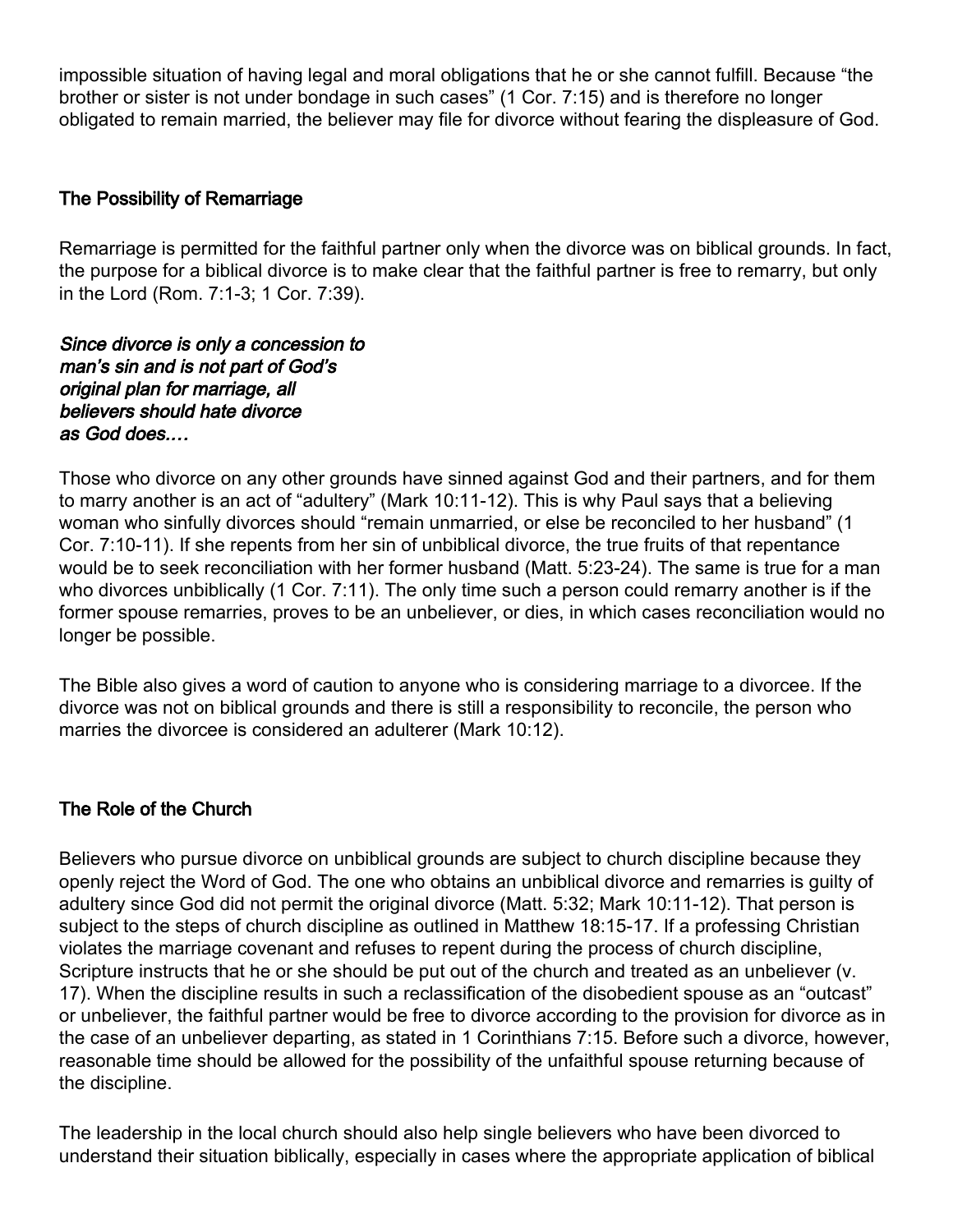impossible situation of having legal and moral obligations that he or she cannot fulfill. Because "the brother or sister is not under bondage in such cases" (1 Cor. 7:15) and is therefore no longer obligated to remain married, the believer may file for divorce without fearing the displeasure of God.

## The Possibility of Remarriage

Remarriage is permitted for the faithful partner only when the divorce was on biblical grounds. In fact, the purpose for a biblical divorce is to make clear that the faithful partner is free to remarry, but only in the Lord (Rom. 7:1-3; 1 Cor. 7:39).

***Since divorce is only a concession to man's sin and is not part of God's original plan for marriage, all believers should hate divorce as God does….***

Those who divorce on any other grounds have sinned against God and their partners, and for them to marry another is an act of "adultery" (Mark 10:11-12). This is why Paul says that a believing woman who sinfully divorces should "remain unmarried, or else be reconciled to her husband" (1 Cor. 7:10-11). If she repents from her sin of unbiblical divorce, the true fruits of that repentance would be to seek reconciliation with her former husband (Matt. 5:23-24). The same is true for a man who divorces unbiblically (1 Cor. 7:11). The only time such a person could remarry another is if the former spouse remarries, proves to be an unbeliever, or dies, in which cases reconciliation would no longer be possible.

The Bible also gives a word of caution to anyone who is considering marriage to a divorcee. If the divorce was not on biblical grounds and there is still a responsibility to reconcile, the person who marries the divorcee is considered an adulterer (Mark 10:12).

## The Role of the Church

Believers who pursue divorce on unbiblical grounds are subject to church discipline because they openly reject the Word of God. The one who obtains an unbiblical divorce and remarries is guilty of adultery since God did not permit the original divorce (Matt. 5:32; Mark 10:11-12). That person is subject to the steps of church discipline as outlined in Matthew 18:15-17. If a professing Christian violates the marriage covenant and refuses to repent during the process of church discipline, Scripture instructs that he or she should be put out of the church and treated as an unbeliever (v. 17). When the discipline results in such a reclassification of the disobedient spouse as an "outcast" or unbeliever, the faithful partner would be free to divorce according to the provision for divorce as in the case of an unbeliever departing, as stated in 1 Corinthians 7:15. Before such a divorce, however, reasonable time should be allowed for the possibility of the unfaithful spouse returning because of the discipline.

The leadership in the local church should also help single believers who have been divorced to understand their situation biblically, especially in cases where the appropriate application of biblical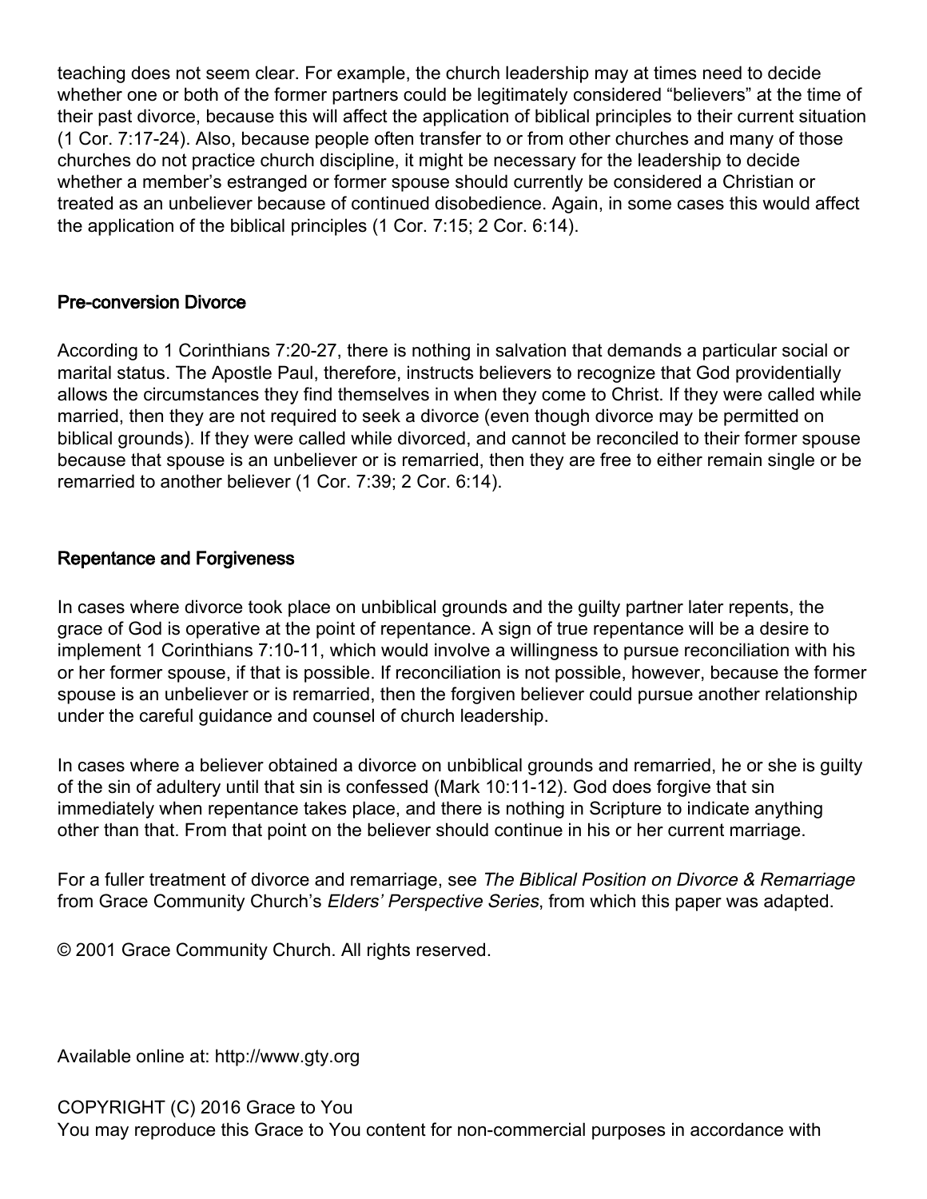teaching does not seem clear. For example, the church leadership may at times need to decide whether one or both of the former partners could be legitimately considered "believers" at the time of their past divorce, because this will affect the application of biblical principles to their current situation (1 Cor. 7:17-24). Also, because people often transfer to or from other churches and many of those churches do not practice church discipline, it might be necessary for the leadership to decide whether a member's estranged or former spouse should currently be considered a Christian or treated as an unbeliever because of continued disobedience. Again, in some cases this would affect the application of the biblical principles (1 Cor. 7:15; 2 Cor. 6:14).

### Pre-conversion Divorce

According to 1 Corinthians 7:20-27, there is nothing in salvation that demands a particular social or marital status. The Apostle Paul, therefore, instructs believers to recognize that God providentially allows the circumstances they find themselves in when they come to Christ. If they were called while married, then they are not required to seek a divorce (even though divorce may be permitted on biblical grounds). If they were called while divorced, and cannot be reconciled to their former spouse because that spouse is an unbeliever or is remarried, then they are free to either remain single or be remarried to another believer (1 Cor. 7:39; 2 Cor. 6:14).

### Repentance and Forgiveness

In cases where divorce took place on unbiblical grounds and the guilty partner later repents, the grace of God is operative at the point of repentance. A sign of true repentance will be a desire to implement 1 Corinthians 7:10-11, which would involve a willingness to pursue reconciliation with his or her former spouse, if that is possible. If reconciliation is not possible, however, because the former spouse is an unbeliever or is remarried, then the forgiven believer could pursue another relationship under the careful guidance and counsel of church leadership.

In cases where a believer obtained a divorce on unbiblical grounds and remarried, he or she is guilty of the sin of adultery until that sin is confessed (Mark 10:11-12). God does forgive that sin immediately when repentance takes place, and there is nothing in Scripture to indicate anything other than that. From that point on the believer should continue in his or her current marriage.

For a fuller treatment of divorce and remarriage, see *The Biblical Position on Divorce & Remarriage* from Grace Community Church's *Elders' Perspective Series*, from which this paper was adapted.

© 2001 Grace Community Church. All rights reserved.

Available online at: http://www.gty.org

COPYRIGHT (C) 2016 Grace to You
You may reproduce this Grace to You content for non-commercial purposes in accordance with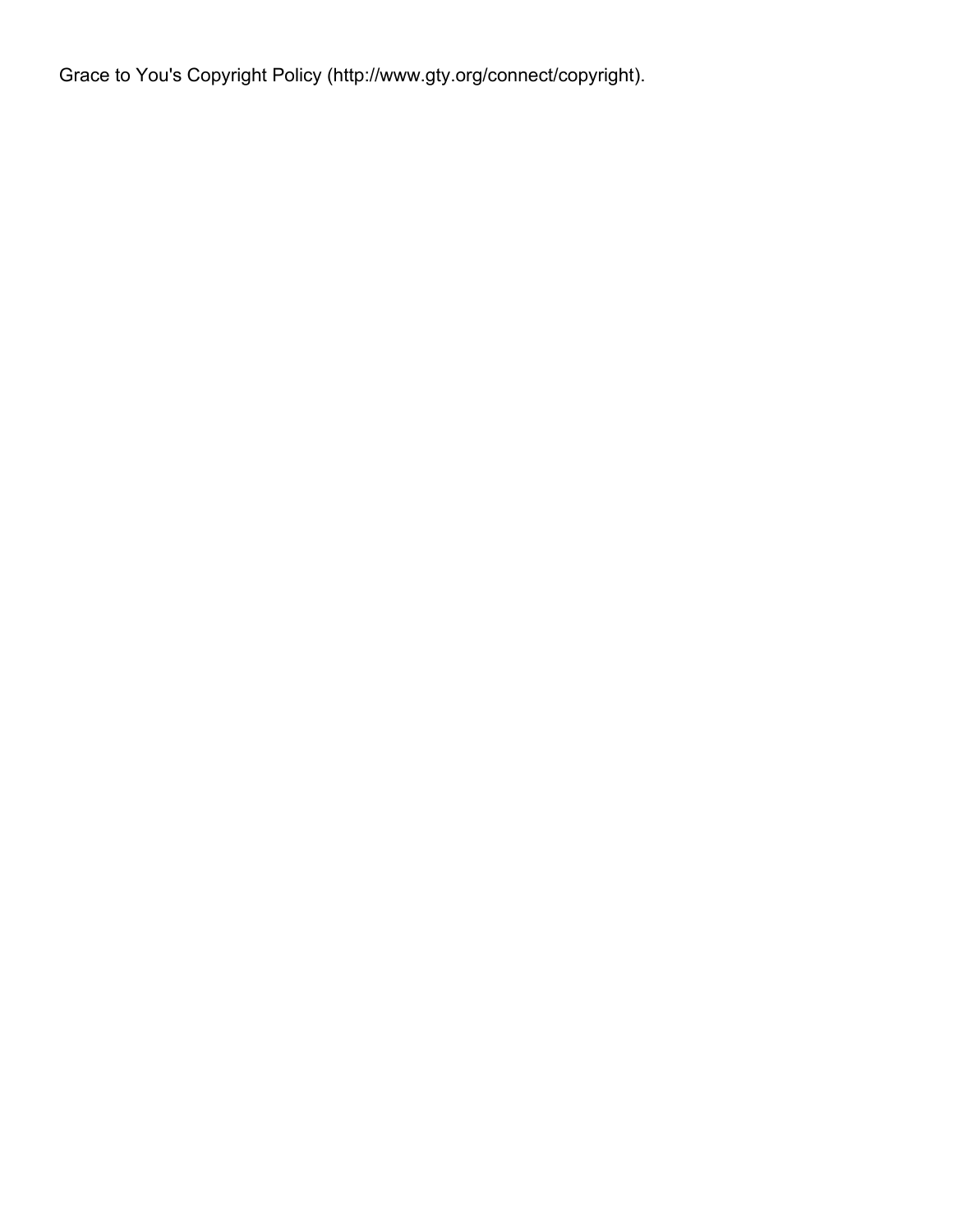Grace to You's Copyright Policy (http://www.gty.org/connect/copyright).